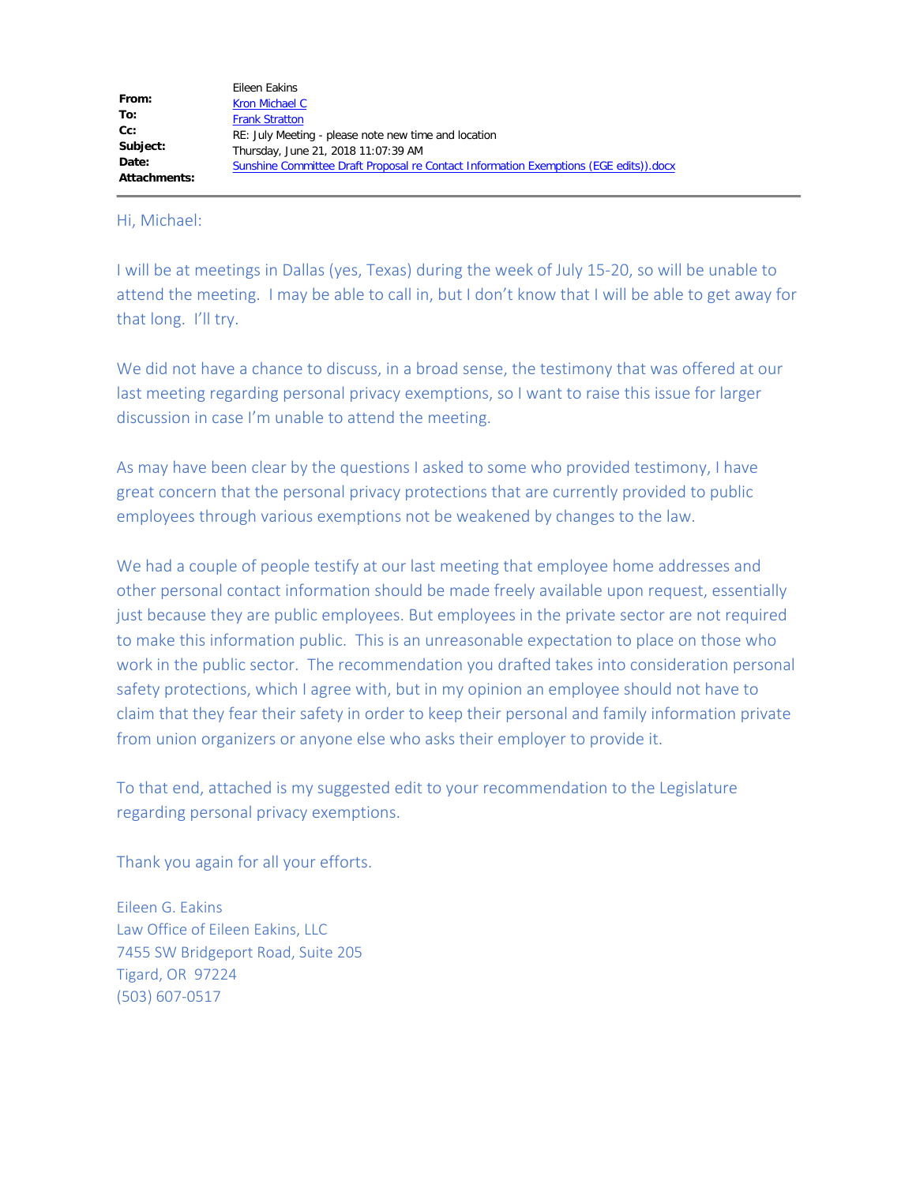**From:** Eileen Eakins
**To:** Kron Michael C
**Cc:** Frank Stratton
**Subject:** RE: July Meeting - please note new time and location
**Date:** Thursday, June 21, 2018 11:07:39 AM
**Attachments:** Sunshine Committee Draft Proposal re Contact Information Exemptions (EGE edits)).docx

---

Hi, Michael:

I will be at meetings in Dallas (yes, Texas) during the week of July 15-20, so will be unable to attend the meeting. I may be able to call in, but I don't know that I will be able to get away for that long. I'll try.

We did not have a chance to discuss, in a broad sense, the testimony that was offered at our last meeting regarding personal privacy exemptions, so I want to raise this issue for larger discussion in case I'm unable to attend the meeting.

As may have been clear by the questions I asked to some who provided testimony, I have great concern that the personal privacy protections that are currently provided to public employees through various exemptions not be weakened by changes to the law.

We had a couple of people testify at our last meeting that employee home addresses and other personal contact information should be made freely available upon request, essentially just because they are public employees. But employees in the private sector are not required to make this information public. This is an unreasonable expectation to place on those who work in the public sector. The recommendation you drafted takes into consideration personal safety protections, which I agree with, but in my opinion an employee should not have to claim that they fear their safety in order to keep their personal and family information private from union organizers or anyone else who asks their employer to provide it.

To that end, attached is my suggested edit to your recommendation to the Legislature regarding personal privacy exemptions.

Thank you again for all your efforts.

Eileen G. Eakins
Law Office of Eileen Eakins, LLC
7455 SW Bridgeport Road, Suite 205
Tigard, OR 97224
(503) 607-0517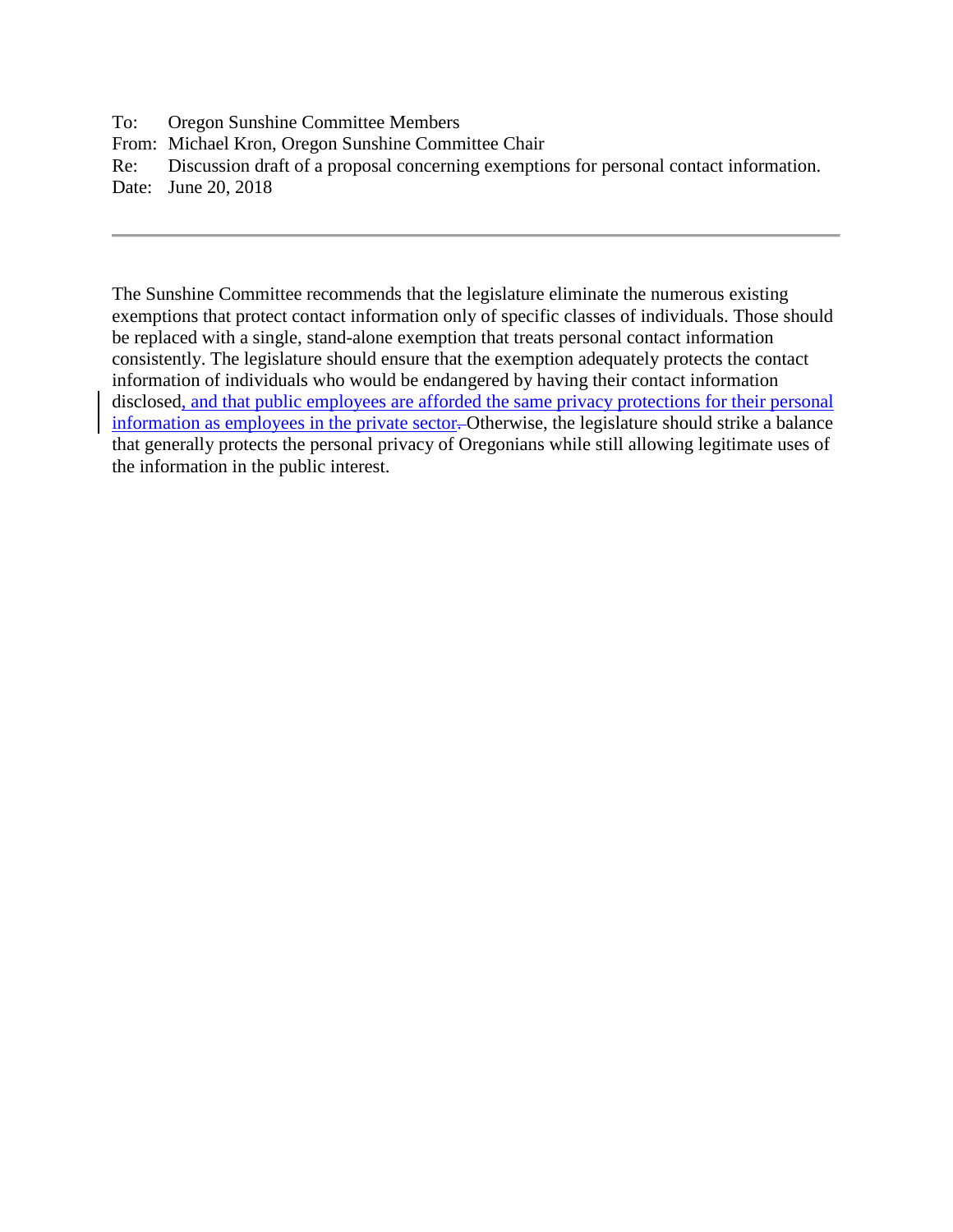To: Oregon Sunshine Committee Members
From: Michael Kron, Oregon Sunshine Committee Chair
Re: Discussion draft of a proposal concerning exemptions for personal contact information.
Date: June 20, 2018

---

The Sunshine Committee recommends that the legislature eliminate the numerous existing exemptions that protect contact information only of specific classes of individuals. Those should be replaced with a single, stand-alone exemption that treats personal contact information consistently. The legislature should ensure that the exemption adequately protects the contact information of individuals who would be endangered by having their contact information disclosed, and that public employees are afforded the same privacy protections for their personal information as employees in the private sector. Otherwise, the legislature should strike a balance that generally protects the personal privacy of Oregonians while still allowing legitimate uses of the information in the public interest.